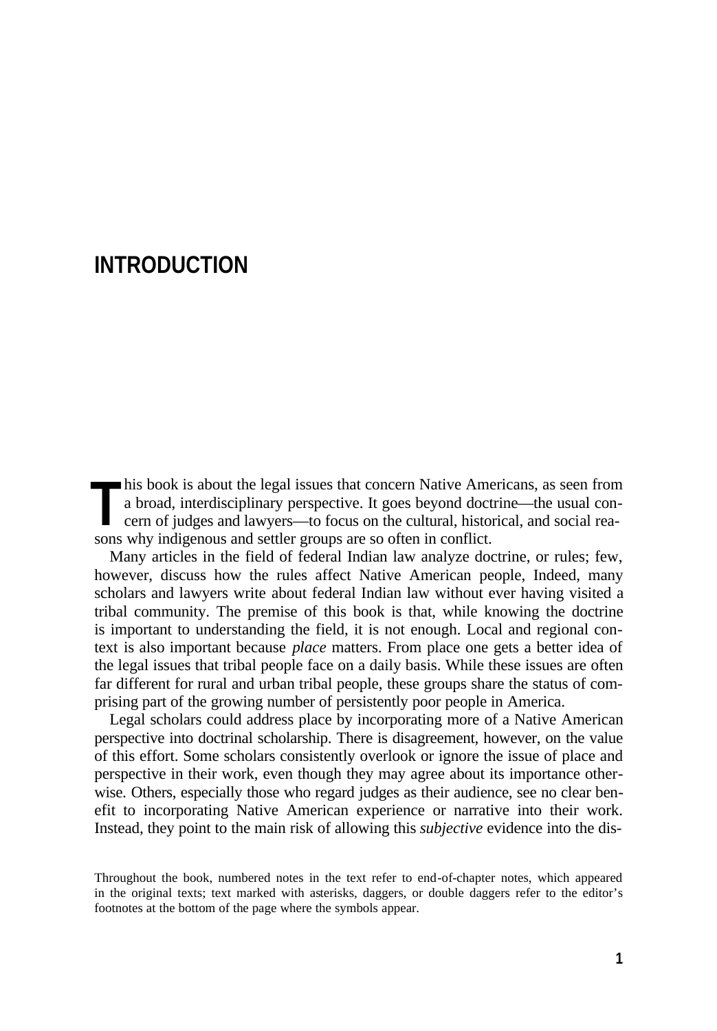# INTRODUCTION

This book is about the legal issues that concern Native Americans, as seen from a broad, interdisciplinary perspective. It goes beyond doctrine—the usual concern of judges and lawyers—to focus on the cultural, historical, and social reasons why indigenous and settler groups are so often in conflict.

Many articles in the field of federal Indian law analyze doctrine, or rules; few, however, discuss how the rules affect Native American people, Indeed, many scholars and lawyers write about federal Indian law without ever having visited a tribal community. The premise of this book is that, while knowing the doctrine is important to understanding the field, it is not enough. Local and regional context is also important because *place* matters. From place one gets a better idea of the legal issues that tribal people face on a daily basis. While these issues are often far different for rural and urban tribal people, these groups share the status of comprising part of the growing number of persistently poor people in America.

Legal scholars could address place by incorporating more of a Native American perspective into doctrinal scholarship. There is disagreement, however, on the value of this effort. Some scholars consistently overlook or ignore the issue of place and perspective in their work, even though they may agree about its importance otherwise. Others, especially those who regard judges as their audience, see no clear benefit to incorporating Native American experience or narrative into their work. Instead, they point to the main risk of allowing this *subjective* evidence into the dis-

Throughout the book, numbered notes in the text refer to end-of-chapter notes, which appeared in the original texts; text marked with asterisks, daggers, or double daggers refer to the editor's footnotes at the bottom of the page where the symbols appear.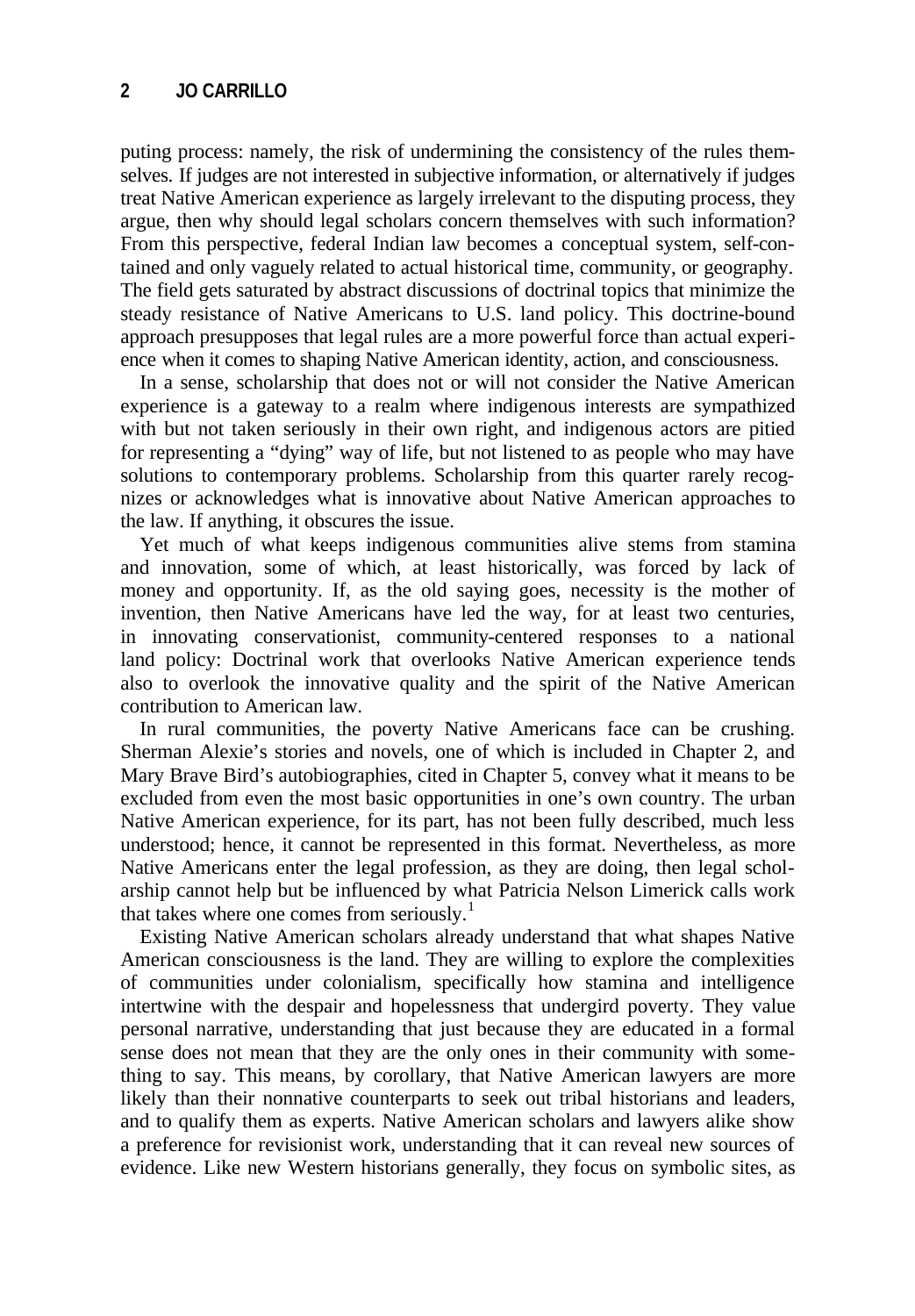puting process: namely, the risk of undermining the consistency of the rules themselves. If judges are not interested in subjective information, or alternatively if judges treat Native American experience as largely irrelevant to the disputing process, they argue, then why should legal scholars concern themselves with such information? From this perspective, federal Indian law becomes a conceptual system, self-contained and only vaguely related to actual historical time, community, or geography. The field gets saturated by abstract discussions of doctrinal topics that minimize the steady resistance of Native Americans to U.S. land policy. This doctrine-bound approach presupposes that legal rules are a more powerful force than actual experience when it comes to shaping Native American identity, action, and consciousness.

In a sense, scholarship that does not or will not consider the Native American experience is a gateway to a realm where indigenous interests are sympathized with but not taken seriously in their own right, and indigenous actors are pitied for representing a "dying" way of life, but not listened to as people who may have solutions to contemporary problems. Scholarship from this quarter rarely recognizes or acknowledges what is innovative about Native American approaches to the law. If anything, it obscures the issue.

Yet much of what keeps indigenous communities alive stems from stamina and innovation, some of which, at least historically, was forced by lack of money and opportunity. If, as the old saying goes, necessity is the mother of invention, then Native Americans have led the way, for at least two centuries, in innovating conservationist, community-centered responses to a national land policy: Doctrinal work that overlooks Native American experience tends also to overlook the innovative quality and the spirit of the Native American contribution to American law.

In rural communities, the poverty Native Americans face can be crushing. Sherman Alexie's stories and novels, one of which is included in Chapter 2, and Mary Brave Bird's autobiographies, cited in Chapter 5, convey what it means to be excluded from even the most basic opportunities in one's own country. The urban Native American experience, for its part, has not been fully described, much less understood; hence, it cannot be represented in this format. Nevertheless, as more Native Americans enter the legal profession, as they are doing, then legal scholarship cannot help but be influenced by what Patricia Nelson Limerick calls work that takes where one comes from seriously.[1]

Existing Native American scholars already understand that what shapes Native American consciousness is the land. They are willing to explore the complexities of communities under colonialism, specifically how stamina and intelligence intertwine with the despair and hopelessness that undergird poverty. They value personal narrative, understanding that just because they are educated in a formal sense does not mean that they are the only ones in their community with something to say. This means, by corollary, that Native American lawyers are more likely than their nonnative counterparts to seek out tribal historians and leaders, and to qualify them as experts. Native American scholars and lawyers alike show a preference for revisionist work, understanding that it can reveal new sources of evidence. Like new Western historians generally, they focus on symbolic sites, as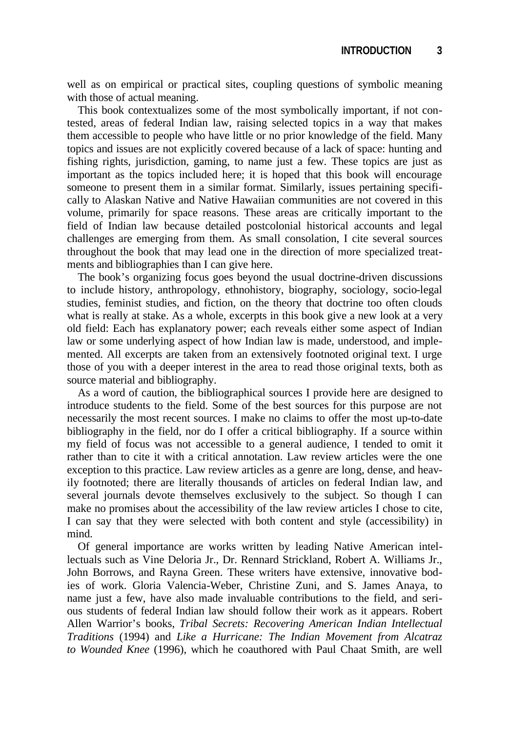well as on empirical or practical sites, coupling questions of symbolic meaning with those of actual meaning.

This book contextualizes some of the most symbolically important, if not contested, areas of federal Indian law, raising selected topics in a way that makes them accessible to people who have little or no prior knowledge of the field. Many topics and issues are not explicitly covered because of a lack of space: hunting and fishing rights, jurisdiction, gaming, to name just a few. These topics are just as important as the topics included here; it is hoped that this book will encourage someone to present them in a similar format. Similarly, issues pertaining specifically to Alaskan Native and Native Hawaiian communities are not covered in this volume, primarily for space reasons. These areas are critically important to the field of Indian law because detailed postcolonial historical accounts and legal challenges are emerging from them. As small consolation, I cite several sources throughout the book that may lead one in the direction of more specialized treatments and bibliographies than I can give here.

The book's organizing focus goes beyond the usual doctrine-driven discussions to include history, anthropology, ethnohistory, biography, sociology, socio-legal studies, feminist studies, and fiction, on the theory that doctrine too often clouds what is really at stake. As a whole, excerpts in this book give a new look at a very old field: Each has explanatory power; each reveals either some aspect of Indian law or some underlying aspect of how Indian law is made, understood, and implemented. All excerpts are taken from an extensively footnoted original text. I urge those of you with a deeper interest in the area to read those original texts, both as source material and bibliography.

As a word of caution, the bibliographical sources I provide here are designed to introduce students to the field. Some of the best sources for this purpose are not necessarily the most recent sources. I make no claims to offer the most up-to-date bibliography in the field, nor do I offer a critical bibliography. If a source within my field of focus was not accessible to a general audience, I tended to omit it rather than to cite it with a critical annotation. Law review articles were the one exception to this practice. Law review articles as a genre are long, dense, and heavily footnoted; there are literally thousands of articles on federal Indian law, and several journals devote themselves exclusively to the subject. So though I can make no promises about the accessibility of the law review articles I chose to cite, I can say that they were selected with both content and style (accessibility) in mind.

Of general importance are works written by leading Native American intellectuals such as Vine Deloria Jr., Dr. Rennard Strickland, Robert A. Williams Jr., John Borrows, and Rayna Green. These writers have extensive, innovative bodies of work. Gloria Valencia-Weber, Christine Zuni, and S. James Anaya, to name just a few, have also made invaluable contributions to the field, and serious students of federal Indian law should follow their work as it appears. Robert Allen Warrior's books, *Tribal Secrets: Recovering American Indian Intellectual Traditions* (1994) and *Like a Hurricane: The Indian Movement from Alcatraz to Wounded Knee* (1996), which he coauthored with Paul Chaat Smith, are well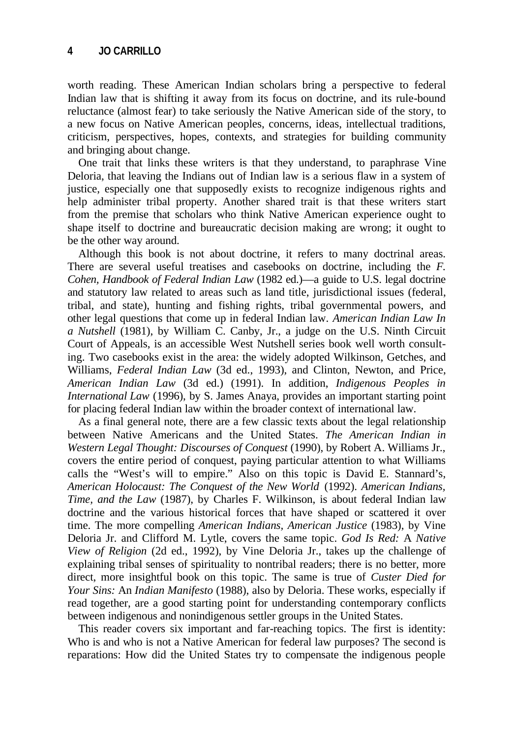worth reading. These American Indian scholars bring a perspective to federal Indian law that is shifting it away from its focus on doctrine, and its rule-bound reluctance (almost fear) to take seriously the Native American side of the story, to a new focus on Native American peoples, concerns, ideas, intellectual traditions, criticism, perspectives, hopes, contexts, and strategies for building community and bringing about change.

One trait that links these writers is that they understand, to paraphrase Vine Deloria, that leaving the Indians out of Indian law is a serious flaw in a system of justice, especially one that supposedly exists to recognize indigenous rights and help administer tribal property. Another shared trait is that these writers start from the premise that scholars who think Native American experience ought to shape itself to doctrine and bureaucratic decision making are wrong; it ought to be the other way around.

Although this book is not about doctrine, it refers to many doctrinal areas. There are several useful treatises and casebooks on doctrine, including the *F. Cohen, Handbook of Federal Indian Law* (1982 ed.)—a guide to U.S. legal doctrine and statutory law related to areas such as land title, jurisdictional issues (federal, tribal, and state), hunting and fishing rights, tribal governmental powers, and other legal questions that come up in federal Indian law. *American Indian Law In a Nutshell* (1981), by William C. Canby, Jr., a judge on the U.S. Ninth Circuit Court of Appeals, is an accessible West Nutshell series book well worth consulting. Two casebooks exist in the area: the widely adopted Wilkinson, Getches, and Williams, *Federal Indian Law* (3d ed., 1993), and Clinton, Newton, and Price, *American Indian Law* (3d ed.) (1991). In addition, *Indigenous Peoples in International Law* (1996), by S. James Anaya, provides an important starting point for placing federal Indian law within the broader context of international law.

As a final general note, there are a few classic texts about the legal relationship between Native Americans and the United States. *The American Indian in Western Legal Thought: Discourses of Conquest* (1990), by Robert A. Williams Jr., covers the entire period of conquest, paying particular attention to what Williams calls the "West's will to empire." Also on this topic is David E. Stannard's, *American Holocaust: The Conquest of the New World* (1992). *American Indians, Time, and the Law* (1987), by Charles F. Wilkinson, is about federal Indian law doctrine and the various historical forces that have shaped or scattered it over time. The more compelling *American Indians, American Justice* (1983), by Vine Deloria Jr. and Clifford M. Lytle, covers the same topic. *God Is Red:* A *Native View of Religion* (2d ed., 1992), by Vine Deloria Jr., takes up the challenge of explaining tribal senses of spirituality to nontribal readers; there is no better, more direct, more insightful book on this topic. The same is true of *Custer Died for Your Sins:* An *Indian Manifesto* (1988), also by Deloria. These works, especially if read together, are a good starting point for understanding contemporary conflicts between indigenous and nonindigenous settler groups in the United States.

This reader covers six important and far-reaching topics. The first is identity: Who is and who is not a Native American for federal law purposes? The second is reparations: How did the United States try to compensate the indigenous people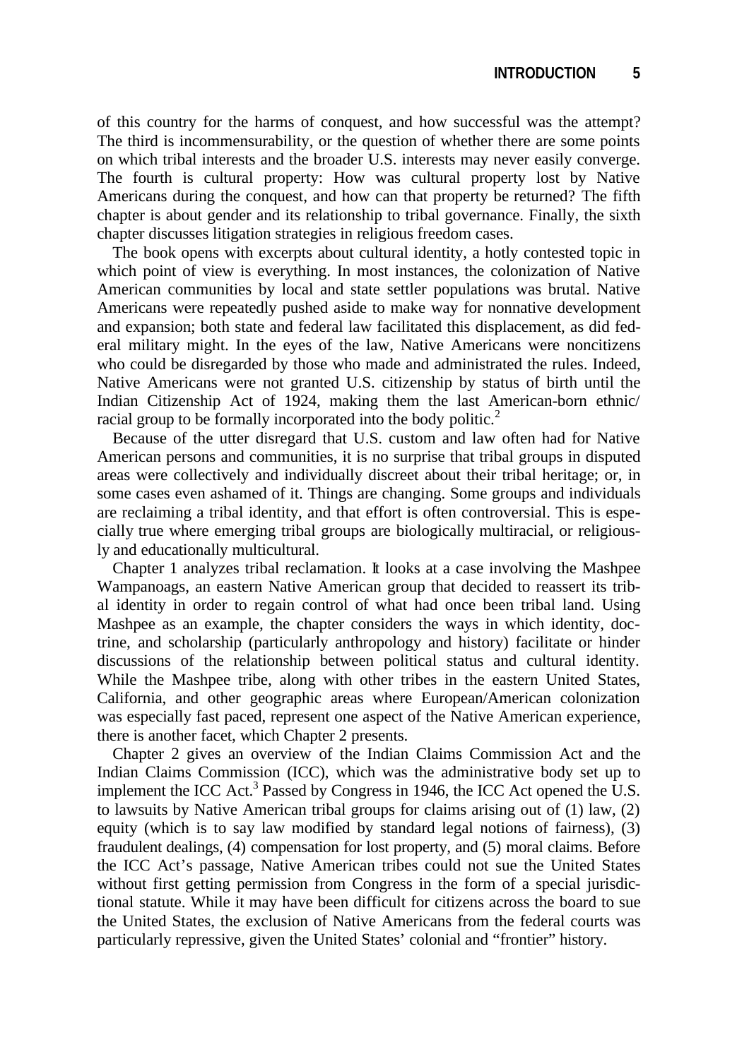of this country for the harms of conquest, and how successful was the attempt? The third is incommensurability, or the question of whether there are some points on which tribal interests and the broader U.S. interests may never easily converge. The fourth is cultural property: How was cultural property lost by Native Americans during the conquest, and how can that property be returned? The fifth chapter is about gender and its relationship to tribal governance. Finally, the sixth chapter discusses litigation strategies in religious freedom cases.

The book opens with excerpts about cultural identity, a hotly contested topic in which point of view is everything. In most instances, the colonization of Native American communities by local and state settler populations was brutal. Native Americans were repeatedly pushed aside to make way for nonnative development and expansion; both state and federal law facilitated this displacement, as did federal military might. In the eyes of the law, Native Americans were noncitizens who could be disregarded by those who made and administrated the rules. Indeed, Native Americans were not granted U.S. citizenship by status of birth until the Indian Citizenship Act of 1924, making them the last American-born ethnic/racial group to be formally incorporated into the body politic.[2]

Because of the utter disregard that U.S. custom and law often had for Native American persons and communities, it is no surprise that tribal groups in disputed areas were collectively and individually discreet about their tribal heritage; or, in some cases even ashamed of it. Things are changing. Some groups and individuals are reclaiming a tribal identity, and that effort is often controversial. This is especially true where emerging tribal groups are biologically multiracial, or religiously and educationally multicultural.

Chapter 1 analyzes tribal reclamation. It looks at a case involving the Mashpee Wampanoags, an eastern Native American group that decided to reassert its tribal identity in order to regain control of what had once been tribal land. Using Mashpee as an example, the chapter considers the ways in which identity, doctrine, and scholarship (particularly anthropology and history) facilitate or hinder discussions of the relationship between political status and cultural identity. While the Mashpee tribe, along with other tribes in the eastern United States, California, and other geographic areas where European/American colonization was especially fast paced, represent one aspect of the Native American experience, there is another facet, which Chapter 2 presents.

Chapter 2 gives an overview of the Indian Claims Commission Act and the Indian Claims Commission (ICC), which was the administrative body set up to implement the ICC Act.[3] Passed by Congress in 1946, the ICC Act opened the U.S. to lawsuits by Native American tribal groups for claims arising out of (1) law, (2) equity (which is to say law modified by standard legal notions of fairness), (3) fraudulent dealings, (4) compensation for lost property, and (5) moral claims. Before the ICC Act's passage, Native American tribes could not sue the United States without first getting permission from Congress in the form of a special jurisdictional statute. While it may have been difficult for citizens across the board to sue the United States, the exclusion of Native Americans from the federal courts was particularly repressive, given the United States' colonial and "frontier" history.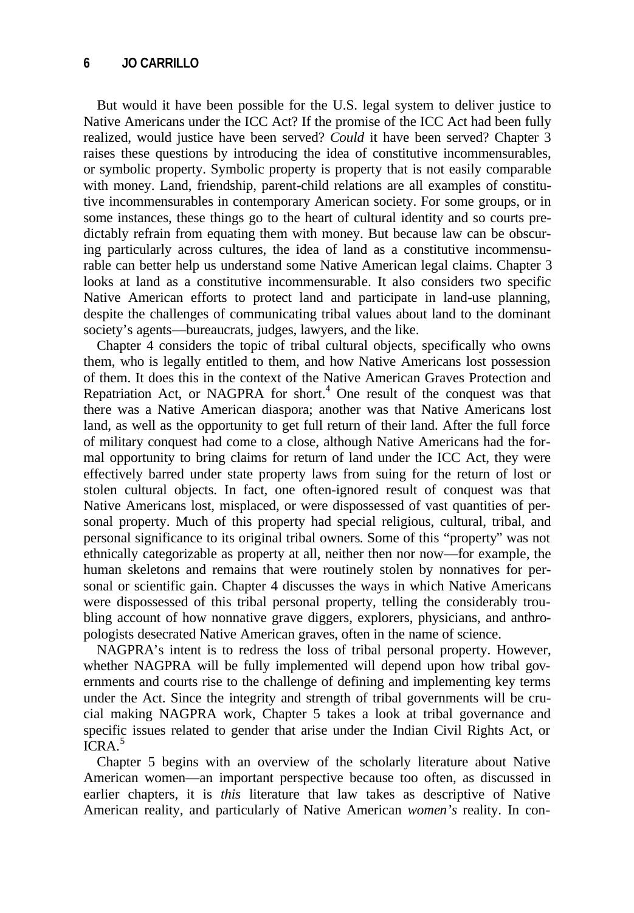But would it have been possible for the U.S. legal system to deliver justice to Native Americans under the ICC Act? If the promise of the ICC Act had been fully realized, would justice have been served? *Could* it have been served? Chapter 3 raises these questions by introducing the idea of constitutive incommensurables, or symbolic property. Symbolic property is property that is not easily comparable with money. Land, friendship, parent-child relations are all examples of constitutive incommensurables in contemporary American society. For some groups, or in some instances, these things go to the heart of cultural identity and so courts predictably refrain from equating them with money. But because law can be obscuring particularly across cultures, the idea of land as a constitutive incommensurable can better help us understand some Native American legal claims. Chapter 3 looks at land as a constitutive incommensurable. It also considers two specific Native American efforts to protect land and participate in land-use planning, despite the challenges of communicating tribal values about land to the dominant society's agents—bureaucrats, judges, lawyers, and the like.

Chapter 4 considers the topic of tribal cultural objects, specifically who owns them, who is legally entitled to them, and how Native Americans lost possession of them. It does this in the context of the Native American Graves Protection and Repatriation Act, or NAGPRA for short.[4] One result of the conquest was that there was a Native American diaspora; another was that Native Americans lost land, as well as the opportunity to get full return of their land. After the full force of military conquest had come to a close, although Native Americans had the formal opportunity to bring claims for return of land under the ICC Act, they were effectively barred under state property laws from suing for the return of lost or stolen cultural objects. In fact, one often-ignored result of conquest was that Native Americans lost, misplaced, or were dispossessed of vast quantities of personal property. Much of this property had special religious, cultural, tribal, and personal significance to its original tribal owners. Some of this "property" was not ethnically categorizable as property at all, neither then nor now—for example, the human skeletons and remains that were routinely stolen by nonnatives for personal or scientific gain. Chapter 4 discusses the ways in which Native Americans were dispossessed of this tribal personal property, telling the considerably troubling account of how nonnative grave diggers, explorers, physicians, and anthropologists desecrated Native American graves, often in the name of science.

NAGPRA's intent is to redress the loss of tribal personal property. However, whether NAGPRA will be fully implemented will depend upon how tribal governments and courts rise to the challenge of defining and implementing key terms under the Act. Since the integrity and strength of tribal governments will be crucial making NAGPRA work, Chapter 5 takes a look at tribal governance and specific issues related to gender that arise under the Indian Civil Rights Act, or ICRA.[5]

Chapter 5 begins with an overview of the scholarly literature about Native American women—an important perspective because too often, as discussed in earlier chapters, it is *this* literature that law takes as descriptive of Native American reality, and particularly of Native American *women's* reality. In con-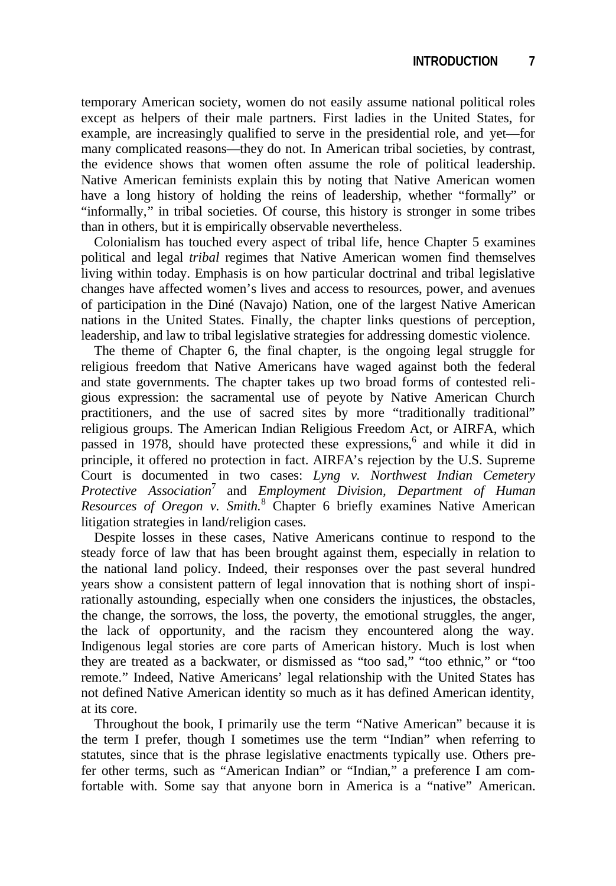temporary American society, women do not easily assume national political roles except as helpers of their male partners. First ladies in the United States, for example, are increasingly qualified to serve in the presidential role, and yet—for many complicated reasons—they do not. In American tribal societies, by contrast, the evidence shows that women often assume the role of political leadership. Native American feminists explain this by noting that Native American women have a long history of holding the reins of leadership, whether "formally" or "informally," in tribal societies. Of course, this history is stronger in some tribes than in others, but it is empirically observable nevertheless.

Colonialism has touched every aspect of tribal life, hence Chapter 5 examines political and legal *tribal* regimes that Native American women find themselves living within today. Emphasis is on how particular doctrinal and tribal legislative changes have affected women's lives and access to resources, power, and avenues of participation in the Diné (Navajo) Nation, one of the largest Native American nations in the United States. Finally, the chapter links questions of perception, leadership, and law to tribal legislative strategies for addressing domestic violence.

The theme of Chapter 6, the final chapter, is the ongoing legal struggle for religious freedom that Native Americans have waged against both the federal and state governments. The chapter takes up two broad forms of contested religious expression: the sacramental use of peyote by Native American Church practitioners, and the use of sacred sites by more "traditionally traditional" religious groups. The American Indian Religious Freedom Act, or AIRFA, which passed in 1978, should have protected these expressions,[6] and while it did in principle, it offered no protection in fact. AIRFA's rejection by the U.S. Supreme Court is documented in two cases: *Lyng v. Northwest Indian Cemetery Protective Association*[7] and *Employment Division, Department of Human Resources of Oregon v. Smith.*[8] Chapter 6 briefly examines Native American litigation strategies in land/religion cases.

Despite losses in these cases, Native Americans continue to respond to the steady force of law that has been brought against them, especially in relation to the national land policy. Indeed, their responses over the past several hundred years show a consistent pattern of legal innovation that is nothing short of inspirationally astounding, especially when one considers the injustices, the obstacles, the change, the sorrows, the loss, the poverty, the emotional struggles, the anger, the lack of opportunity, and the racism they encountered along the way. Indigenous legal stories are core parts of American history. Much is lost when they are treated as a backwater, or dismissed as "too sad," "too ethnic," or "too remote." Indeed, Native Americans' legal relationship with the United States has not defined Native American identity so much as it has defined American identity, at its core.

Throughout the book, I primarily use the term "Native American" because it is the term I prefer, though I sometimes use the term "Indian" when referring to statutes, since that is the phrase legislative enactments typically use. Others prefer other terms, such as "American Indian" or "Indian," a preference I am comfortable with. Some say that anyone born in America is a "native" American.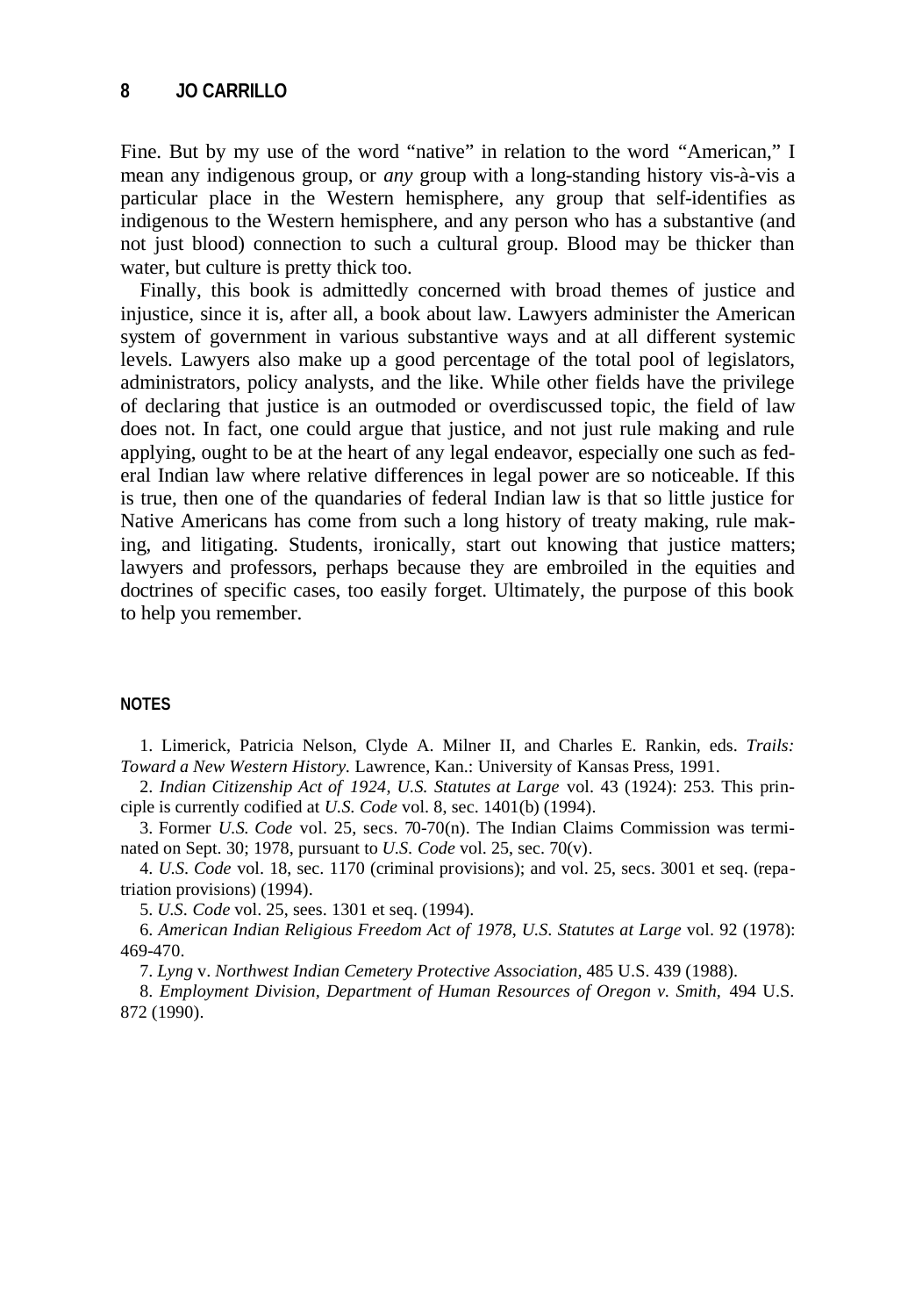Fine. But by my use of the word "native" in relation to the word "American," I mean any indigenous group, or *any* group with a long-standing history vis-à-vis a particular place in the Western hemisphere, any group that self-identifies as indigenous to the Western hemisphere, and any person who has a substantive (and not just blood) connection to such a cultural group. Blood may be thicker than water, but culture is pretty thick too.

Finally, this book is admittedly concerned with broad themes of justice and injustice, since it is, after all, a book about law. Lawyers administer the American system of government in various substantive ways and at all different systemic levels. Lawyers also make up a good percentage of the total pool of legislators, administrators, policy analysts, and the like. While other fields have the privilege of declaring that justice is an outmoded or overdiscussed topic, the field of law does not. In fact, one could argue that justice, and not just rule making and rule applying, ought to be at the heart of any legal endeavor, especially one such as federal Indian law where relative differences in legal power are so noticeable. If this is true, then one of the quandaries of federal Indian law is that so little justice for Native Americans has come from such a long history of treaty making, rule making, and litigating. Students, ironically, start out knowing that justice matters; lawyers and professors, perhaps because they are embroiled in the equities and doctrines of specific cases, too easily forget. Ultimately, the purpose of this book to help you remember.

## NOTES

1. Limerick, Patricia Nelson, Clyde A. Milner II, and Charles E. Rankin, eds. *Trails: Toward a New Western History.* Lawrence, Kan.: University of Kansas Press, 1991.

2. *Indian Citizenship Act of 1924, U.S. Statutes at Large* vol. 43 (1924): 253. This principle is currently codified at *U.S. Code* vol. 8, sec. 1401(b) (1994).

3. Former *U.S. Code* vol. 25, secs. 70-70(n). The Indian Claims Commission was terminated on Sept. 30; 1978, pursuant to *U.S. Code* vol. 25, sec. 70(v).

4. *U.S. Code* vol. 18, sec. 1170 (criminal provisions); and vol. 25, secs. 3001 et seq. (repatriation provisions) (1994).

5. *U.S. Code* vol. 25, sees. 1301 et seq. (1994).

6. *American Indian Religious Freedom Act of 1978, U.S. Statutes at Large* vol. 92 (1978): 469-470.

7. *Lyng* v. *Northwest Indian Cemetery Protective Association,* 485 U.S. 439 (1988).

8. *Employment Division, Department of Human Resources of Oregon v. Smith,* 494 U.S. 872 (1990).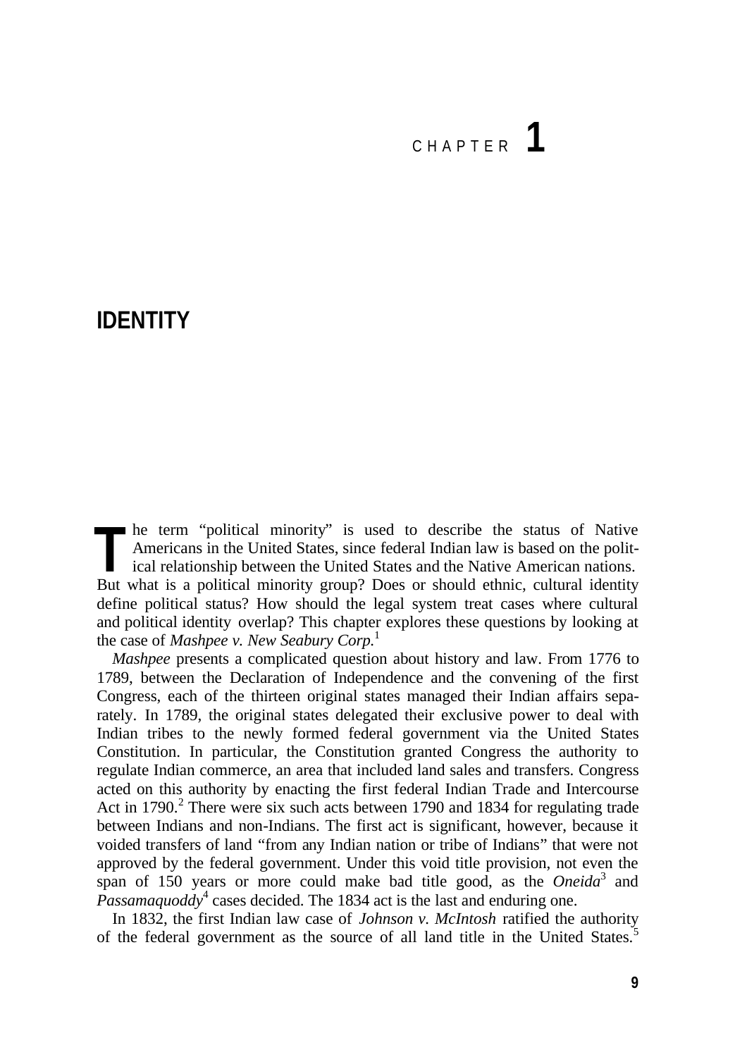# CHAPTER 1

## IDENTITY

The term "political minority" is used to describe the status of Native Americans in the United States, since federal Indian law is based on the political relationship between the United States and the Native American nations. But what is a political minority group? Does or should ethnic, cultural identity define political status? How should the legal system treat cases where cultural and political identity overlap? This chapter explores these questions by looking at the case of *Mashpee v. New Seabury Corp.*[1]

*Mashpee* presents a complicated question about history and law. From 1776 to 1789, between the Declaration of Independence and the convening of the first Congress, each of the thirteen original states managed their Indian affairs separately. In 1789, the original states delegated their exclusive power to deal with Indian tribes to the newly formed federal government via the United States Constitution. In particular, the Constitution granted Congress the authority to regulate Indian commerce, an area that included land sales and transfers. Congress acted on this authority by enacting the first federal Indian Trade and Intercourse Act in 1790.[2] There were six such acts between 1790 and 1834 for regulating trade between Indians and non-Indians. The first act is significant, however, because it voided transfers of land "from any Indian nation or tribe of Indians" that were not approved by the federal government. Under this void title provision, not even the span of 150 years or more could make bad title good, as the *Oneida*[3] and *Passamaquoddy*[4] cases decided. The 1834 act is the last and enduring one.

In 1832, the first Indian law case of *Johnson v. McIntosh* ratified the authority of the federal government as the source of all land title in the United States.[5]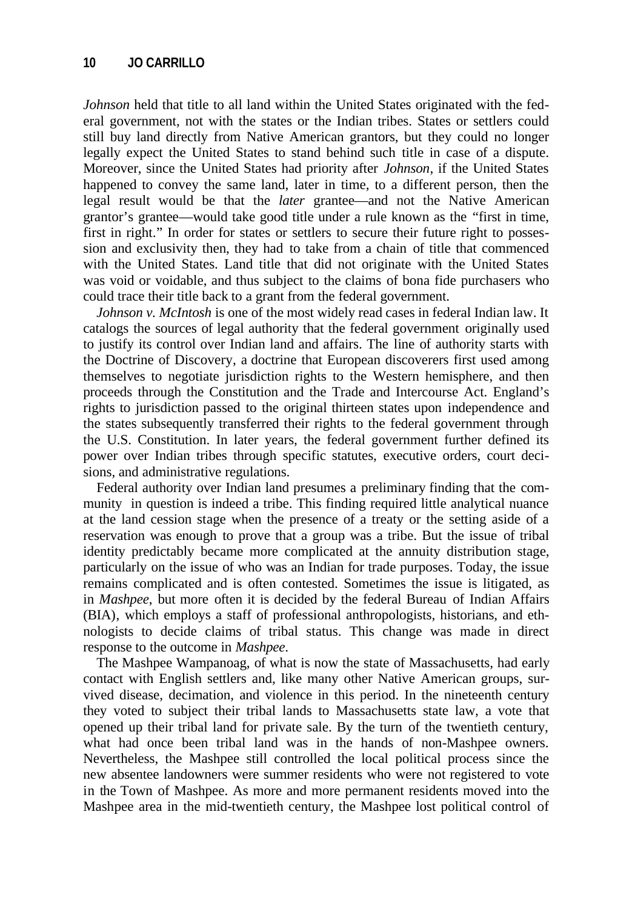*Johnson* held that title to all land within the United States originated with the federal government, not with the states or the Indian tribes. States or settlers could still buy land directly from Native American grantors, but they could no longer legally expect the United States to stand behind such title in case of a dispute. Moreover, since the United States had priority after *Johnson*, if the United States happened to convey the same land, later in time, to a different person, then the legal result would be that the *later* grantee—and not the Native American grantor's grantee—would take good title under a rule known as the "first in time, first in right." In order for states or settlers to secure their future right to possession and exclusivity then, they had to take from a chain of title that commenced with the United States. Land title that did not originate with the United States was void or voidable, and thus subject to the claims of bona fide purchasers who could trace their title back to a grant from the federal government.

*Johnson v. McIntosh* is one of the most widely read cases in federal Indian law. It catalogs the sources of legal authority that the federal government originally used to justify its control over Indian land and affairs. The line of authority starts with the Doctrine of Discovery, a doctrine that European discoverers first used among themselves to negotiate jurisdiction rights to the Western hemisphere, and then proceeds through the Constitution and the Trade and Intercourse Act. England's rights to jurisdiction passed to the original thirteen states upon independence and the states subsequently transferred their rights to the federal government through the U.S. Constitution. In later years, the federal government further defined its power over Indian tribes through specific statutes, executive orders, court decisions, and administrative regulations.

Federal authority over Indian land presumes a preliminary finding that the community in question is indeed a tribe. This finding required little analytical nuance at the land cession stage when the presence of a treaty or the setting aside of a reservation was enough to prove that a group was a tribe. But the issue of tribal identity predictably became more complicated at the annuity distribution stage, particularly on the issue of who was an Indian for trade purposes. Today, the issue remains complicated and is often contested. Sometimes the issue is litigated, as in *Mashpee*, but more often it is decided by the federal Bureau of Indian Affairs (BIA), which employs a staff of professional anthropologists, historians, and ethnologists to decide claims of tribal status. This change was made in direct response to the outcome in *Mashpee*.

The Mashpee Wampanoag, of what is now the state of Massachusetts, had early contact with English settlers and, like many other Native American groups, survived disease, decimation, and violence in this period. In the nineteenth century they voted to subject their tribal lands to Massachusetts state law, a vote that opened up their tribal land for private sale. By the turn of the twentieth century, what had once been tribal land was in the hands of non-Mashpee owners. Nevertheless, the Mashpee still controlled the local political process since the new absentee landowners were summer residents who were not registered to vote in the Town of Mashpee. As more and more permanent residents moved into the Mashpee area in the mid-twentieth century, the Mashpee lost political control of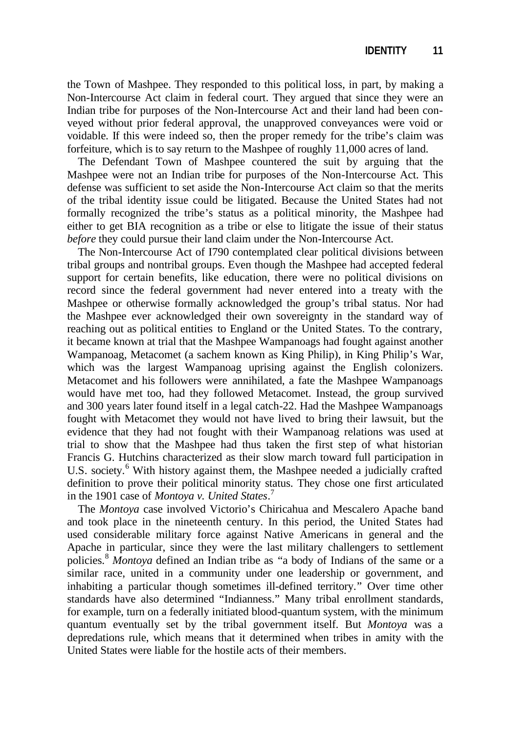the Town of Mashpee. They responded to this political loss, in part, by making a Non-Intercourse Act claim in federal court. They argued that since they were an Indian tribe for purposes of the Non-Intercourse Act and their land had been conveyed without prior federal approval, the unapproved conveyances were void or voidable. If this were indeed so, then the proper remedy for the tribe's claim was forfeiture, which is to say return to the Mashpee of roughly 11,000 acres of land.

The Defendant Town of Mashpee countered the suit by arguing that the Mashpee were not an Indian tribe for purposes of the Non-Intercourse Act. This defense was sufficient to set aside the Non-Intercourse Act claim so that the merits of the tribal identity issue could be litigated. Because the United States had not formally recognized the tribe's status as a political minority, the Mashpee had either to get BIA recognition as a tribe or else to litigate the issue of their status *before* they could pursue their land claim under the Non-Intercourse Act.

The Non-Intercourse Act of I790 contemplated clear political divisions between tribal groups and nontribal groups. Even though the Mashpee had accepted federal support for certain benefits, like education, there were no political divisions on record since the federal government had never entered into a treaty with the Mashpee or otherwise formally acknowledged the group's tribal status. Nor had the Mashpee ever acknowledged their own sovereignty in the standard way of reaching out as political entities to England or the United States. To the contrary, it became known at trial that the Mashpee Wampanoags had fought against another Wampanoag, Metacomet (a sachem known as King Philip), in King Philip's War, which was the largest Wampanoag uprising against the English colonizers. Metacomet and his followers were annihilated, a fate the Mashpee Wampanoags would have met too, had they followed Metacomet. Instead, the group survived and 300 years later found itself in a legal catch-22. Had the Mashpee Wampanoags fought with Metacomet they would not have lived to bring their lawsuit, but the evidence that they had not fought with their Wampanoag relations was used at trial to show that the Mashpee had thus taken the first step of what historian Francis G. Hutchins characterized as their slow march toward full participation in U.S. society.[6] With history against them, the Mashpee needed a judicially crafted definition to prove their political minority status. They chose one first articulated in the 1901 case of *Montoya v. United States*.[7]

The *Montoya* case involved Victorio's Chiricahua and Mescalero Apache band and took place in the nineteenth century. In this period, the United States had used considerable military force against Native Americans in general and the Apache in particular, since they were the last military challengers to settlement policies.[8] *Montoya* defined an Indian tribe as "a body of Indians of the same or a similar race, united in a community under one leadership or government, and inhabiting a particular though sometimes ill-defined territory." Over time other standards have also determined "Indianness." Many tribal enrollment standards, for example, turn on a federally initiated blood-quantum system, with the minimum quantum eventually set by the tribal government itself. But *Montoya* was a depredations rule, which means that it determined when tribes in amity with the United States were liable for the hostile acts of their members.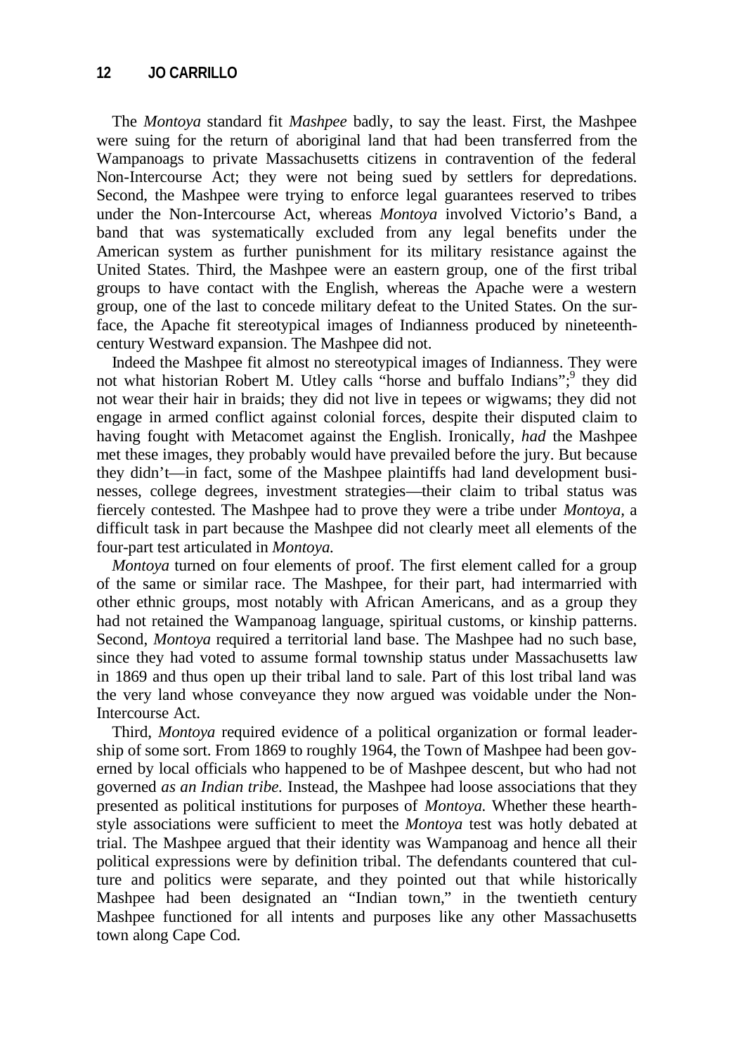The *Montoya* standard fit *Mashpee* badly, to say the least. First, the Mashpee were suing for the return of aboriginal land that had been transferred from the Wampanoags to private Massachusetts citizens in contravention of the federal Non-Intercourse Act; they were not being sued by settlers for depredations. Second, the Mashpee were trying to enforce legal guarantees reserved to tribes under the Non-Intercourse Act, whereas *Montoya* involved Victorio's Band, a band that was systematically excluded from any legal benefits under the American system as further punishment for its military resistance against the United States. Third, the Mashpee were an eastern group, one of the first tribal groups to have contact with the English, whereas the Apache were a western group, one of the last to concede military defeat to the United States. On the surface, the Apache fit stereotypical images of Indianness produced by nineteenth-century Westward expansion. The Mashpee did not.

Indeed the Mashpee fit almost no stereotypical images of Indianness. They were not what historian Robert M. Utley calls "horse and buffalo Indians";[9] they did not wear their hair in braids; they did not live in tepees or wigwams; they did not engage in armed conflict against colonial forces, despite their disputed claim to having fought with Metacomet against the English. Ironically, *had* the Mashpee met these images, they probably would have prevailed before the jury. But because they didn't—in fact, some of the Mashpee plaintiffs had land development businesses, college degrees, investment strategies—their claim to tribal status was fiercely contested. The Mashpee had to prove they were a tribe under *Montoya*, a difficult task in part because the Mashpee did not clearly meet all elements of the four-part test articulated in *Montoya.*

*Montoya* turned on four elements of proof. The first element called for a group of the same or similar race. The Mashpee, for their part, had intermarried with other ethnic groups, most notably with African Americans, and as a group they had not retained the Wampanoag language, spiritual customs, or kinship patterns. Second, *Montoya* required a territorial land base. The Mashpee had no such base, since they had voted to assume formal township status under Massachusetts law in 1869 and thus open up their tribal land to sale. Part of this lost tribal land was the very land whose conveyance they now argued was voidable under the Non-Intercourse Act.

Third, *Montoya* required evidence of a political organization or formal leadership of some sort. From 1869 to roughly 1964, the Town of Mashpee had been governed by local officials who happened to be of Mashpee descent, but who had not governed *as an Indian tribe.* Instead, the Mashpee had loose associations that they presented as political institutions for purposes of *Montoya.* Whether these hearth-style associations were sufficient to meet the *Montoya* test was hotly debated at trial. The Mashpee argued that their identity was Wampanoag and hence all their political expressions were by definition tribal. The defendants countered that culture and politics were separate, and they pointed out that while historically Mashpee had been designated an "Indian town," in the twentieth century Mashpee functioned for all intents and purposes like any other Massachusetts town along Cape Cod.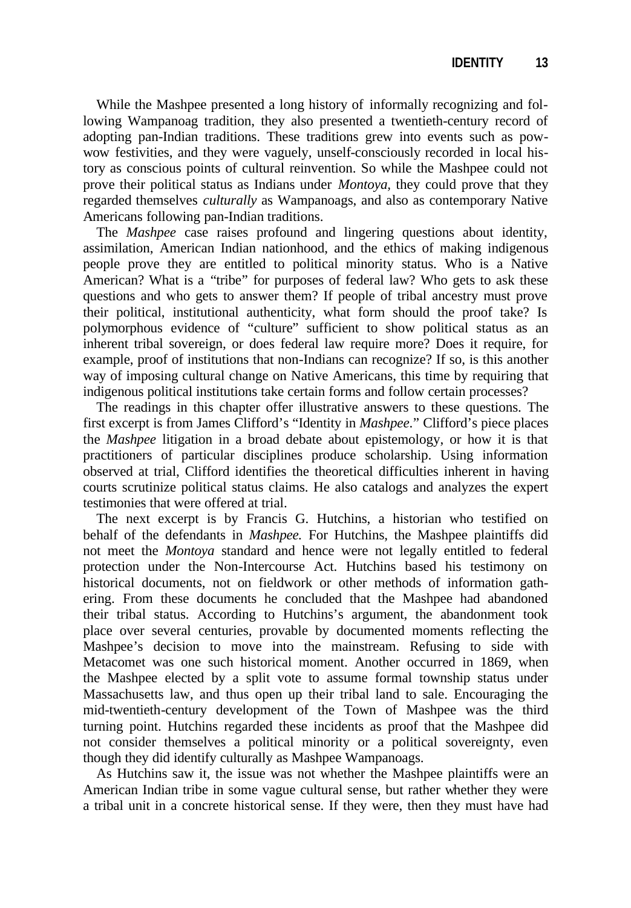While the Mashpee presented a long history of informally recognizing and following Wampanoag tradition, they also presented a twentieth-century record of adopting pan-Indian traditions. These traditions grew into events such as powwow festivities, and they were vaguely, unself-consciously recorded in local history as conscious points of cultural reinvention. So while the Mashpee could not prove their political status as Indians under *Montoya*, they could prove that they regarded themselves *culturally* as Wampanoags, and also as contemporary Native Americans following pan-Indian traditions.

The *Mashpee* case raises profound and lingering questions about identity, assimilation, American Indian nationhood, and the ethics of making indigenous people prove they are entitled to political minority status. Who is a Native American? What is a "tribe" for purposes of federal law? Who gets to ask these questions and who gets to answer them? If people of tribal ancestry must prove their political, institutional authenticity, what form should the proof take? Is polymorphous evidence of "culture" sufficient to show political status as an inherent tribal sovereign, or does federal law require more? Does it require, for example, proof of institutions that non-Indians can recognize? If so, is this another way of imposing cultural change on Native Americans, this time by requiring that indigenous political institutions take certain forms and follow certain processes?

The readings in this chapter offer illustrative answers to these questions. The first excerpt is from James Clifford's "Identity in *Mashpee*." Clifford's piece places the *Mashpee* litigation in a broad debate about epistemology, or how it is that practitioners of particular disciplines produce scholarship. Using information observed at trial, Clifford identifies the theoretical difficulties inherent in having courts scrutinize political status claims. He also catalogs and analyzes the expert testimonies that were offered at trial.

The next excerpt is by Francis G. Hutchins, a historian who testified on behalf of the defendants in *Mashpee.* For Hutchins, the Mashpee plaintiffs did not meet the *Montoya* standard and hence were not legally entitled to federal protection under the Non-Intercourse Act. Hutchins based his testimony on historical documents, not on fieldwork or other methods of information gathering. From these documents he concluded that the Mashpee had abandoned their tribal status. According to Hutchins's argument, the abandonment took place over several centuries, provable by documented moments reflecting the Mashpee's decision to move into the mainstream. Refusing to side with Metacomet was one such historical moment. Another occurred in 1869, when the Mashpee elected by a split vote to assume formal township status under Massachusetts law, and thus open up their tribal land to sale. Encouraging the mid-twentieth-century development of the Town of Mashpee was the third turning point. Hutchins regarded these incidents as proof that the Mashpee did not consider themselves a political minority or a political sovereignty, even though they did identify culturally as Mashpee Wampanoags.

As Hutchins saw it, the issue was not whether the Mashpee plaintiffs were an American Indian tribe in some vague cultural sense, but rather whether they were a tribal unit in a concrete historical sense. If they were, then they must have had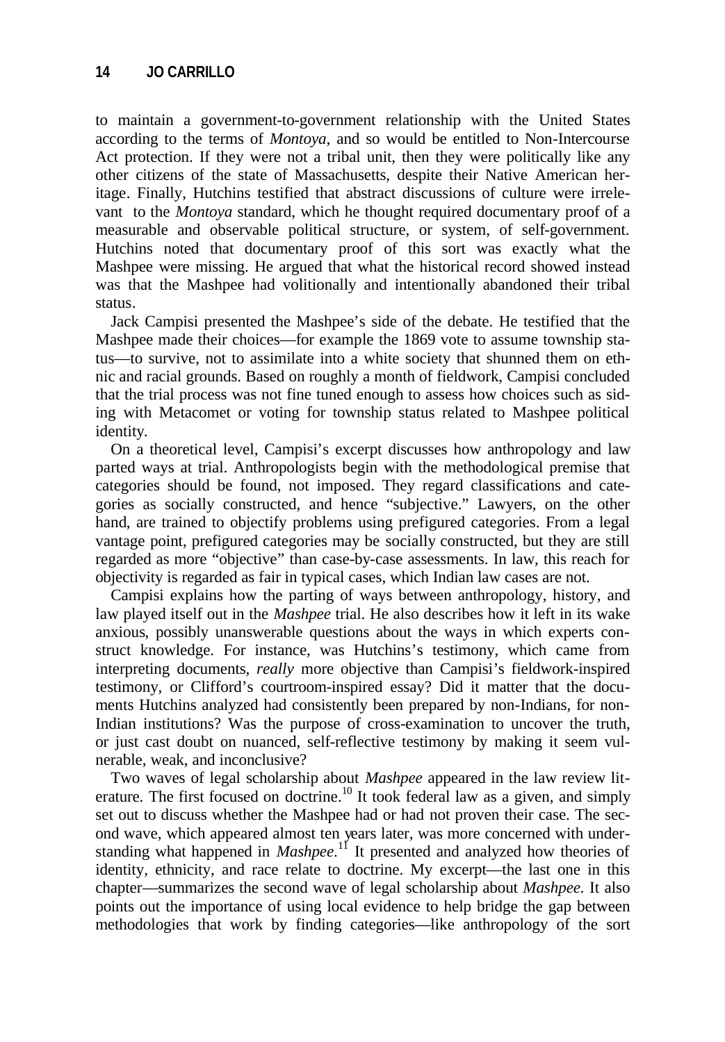to maintain a government-to-government relationship with the United States according to the terms of *Montoya,* and so would be entitled to Non-Intercourse Act protection. If they were not a tribal unit, then they were politically like any other citizens of the state of Massachusetts, despite their Native American heritage. Finally, Hutchins testified that abstract discussions of culture were irrelevant to the *Montoya* standard, which he thought required documentary proof of a measurable and observable political structure, or system, of self-government. Hutchins noted that documentary proof of this sort was exactly what the Mashpee were missing. He argued that what the historical record showed instead was that the Mashpee had volitionally and intentionally abandoned their tribal status.

Jack Campisi presented the Mashpee's side of the debate. He testified that the Mashpee made their choices—for example the 1869 vote to assume township status—to survive, not to assimilate into a white society that shunned them on ethnic and racial grounds. Based on roughly a month of fieldwork, Campisi concluded that the trial process was not fine tuned enough to assess how choices such as siding with Metacomet or voting for township status related to Mashpee political identity.

On a theoretical level, Campisi's excerpt discusses how anthropology and law parted ways at trial. Anthropologists begin with the methodological premise that categories should be found, not imposed. They regard classifications and categories as socially constructed, and hence "subjective." Lawyers, on the other hand, are trained to objectify problems using prefigured categories. From a legal vantage point, prefigured categories may be socially constructed, but they are still regarded as more "objective" than case-by-case assessments. In law, this reach for objectivity is regarded as fair in typical cases, which Indian law cases are not.

Campisi explains how the parting of ways between anthropology, history, and law played itself out in the *Mashpee* trial. He also describes how it left in its wake anxious, possibly unanswerable questions about the ways in which experts construct knowledge. For instance, was Hutchins's testimony, which came from interpreting documents, *really* more objective than Campisi's fieldwork-inspired testimony, or Clifford's courtroom-inspired essay? Did it matter that the documents Hutchins analyzed had consistently been prepared by non-Indians, for non-Indian institutions? Was the purpose of cross-examination to uncover the truth, or just cast doubt on nuanced, self-reflective testimony by making it seem vulnerable, weak, and inconclusive?

Two waves of legal scholarship about *Mashpee* appeared in the law review literature. The first focused on doctrine.[10] It took federal law as a given, and simply set out to discuss whether the Mashpee had or had not proven their case. The second wave, which appeared almost ten years later, was more concerned with understanding what happened in *Mashpee*.[11] It presented and analyzed how theories of identity, ethnicity, and race relate to doctrine. My excerpt—the last one in this chapter—summarizes the second wave of legal scholarship about *Mashpee.* It also points out the importance of using local evidence to help bridge the gap between methodologies that work by finding categories—like anthropology of the sort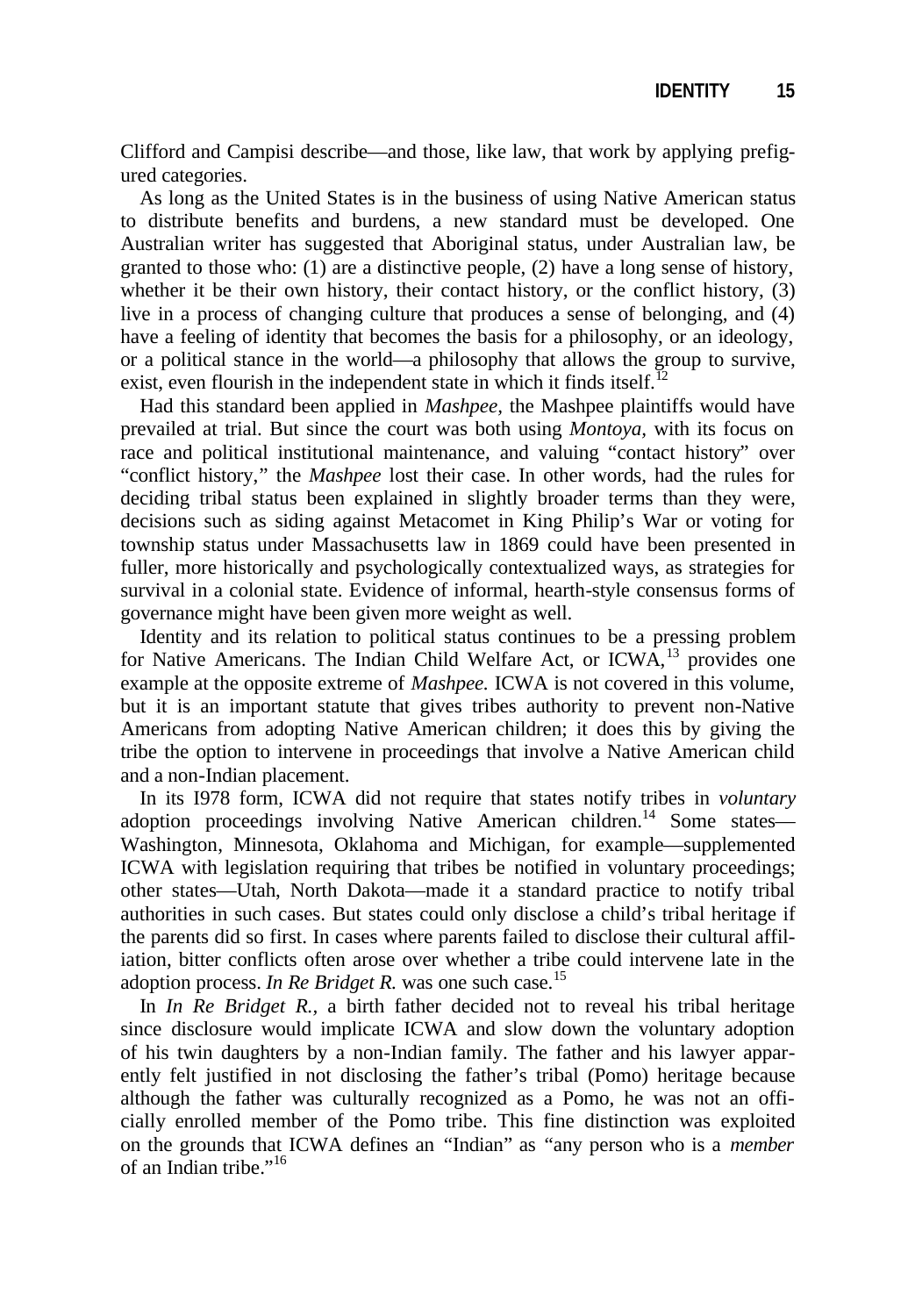Clifford and Campisi describe—and those, like law, that work by applying prefigured categories.

As long as the United States is in the business of using Native American status to distribute benefits and burdens, a new standard must be developed. One Australian writer has suggested that Aboriginal status, under Australian law, be granted to those who: (1) are a distinctive people, (2) have a long sense of history, whether it be their own history, their contact history, or the conflict history, (3) live in a process of changing culture that produces a sense of belonging, and (4) have a feeling of identity that becomes the basis for a philosophy, or an ideology, or a political stance in the world—a philosophy that allows the group to survive, exist, even flourish in the independent state in which it finds itself.[12]

Had this standard been applied in *Mashpee,* the Mashpee plaintiffs would have prevailed at trial. But since the court was both using *Montoya,* with its focus on race and political institutional maintenance, and valuing "contact history" over "conflict history," the *Mashpee* lost their case. In other words, had the rules for deciding tribal status been explained in slightly broader terms than they were, decisions such as siding against Metacomet in King Philip's War or voting for township status under Massachusetts law in 1869 could have been presented in fuller, more historically and psychologically contextualized ways, as strategies for survival in a colonial state. Evidence of informal, hearth-style consensus forms of governance might have been given more weight as well.

Identity and its relation to political status continues to be a pressing problem for Native Americans. The Indian Child Welfare Act, or ICWA,[13] provides one example at the opposite extreme of *Mashpee.* ICWA is not covered in this volume, but it is an important statute that gives tribes authority to prevent non-Native Americans from adopting Native American children; it does this by giving the tribe the option to intervene in proceedings that involve a Native American child and a non-Indian placement.

In its I978 form, ICWA did not require that states notify tribes in *voluntary* adoption proceedings involving Native American children.[14] Some states—Washington, Minnesota, Oklahoma and Michigan, for example—supplemented ICWA with legislation requiring that tribes be notified in voluntary proceedings; other states—Utah, North Dakota—made it a standard practice to notify tribal authorities in such cases. But states could only disclose a child's tribal heritage if the parents did so first. In cases where parents failed to disclose their cultural affiliation, bitter conflicts often arose over whether a tribe could intervene late in the adoption process. *In Re Bridget R.* was one such case.[15]

In *In Re Bridget R.,* a birth father decided not to reveal his tribal heritage since disclosure would implicate ICWA and slow down the voluntary adoption of his twin daughters by a non-Indian family. The father and his lawyer apparently felt justified in not disclosing the father's tribal (Pomo) heritage because although the father was culturally recognized as a Pomo, he was not an officially enrolled member of the Pomo tribe. This fine distinction was exploited on the grounds that ICWA defines an "Indian" as "any person who is a *member* of an Indian tribe."[16]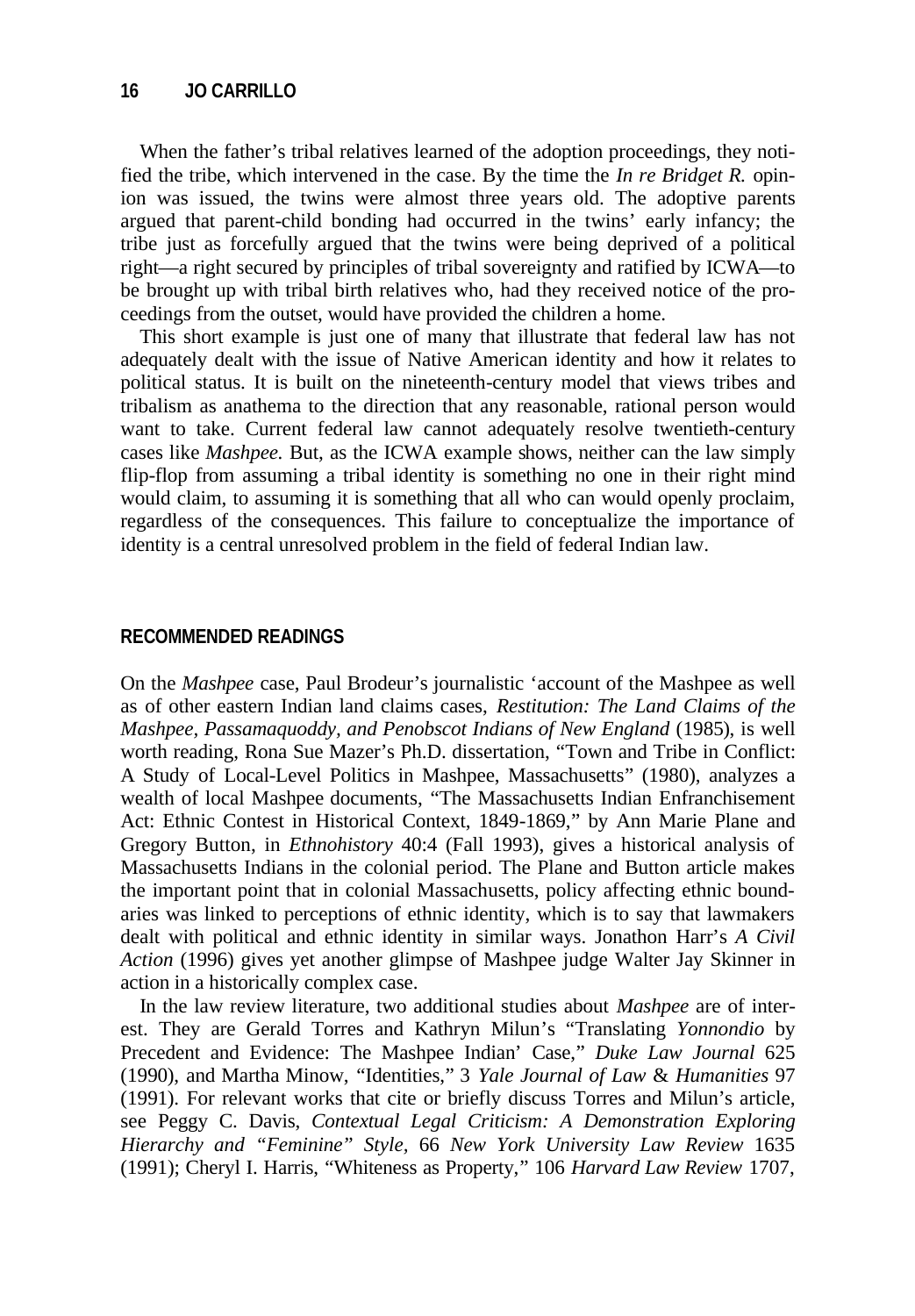When the father's tribal relatives learned of the adoption proceedings, they notified the tribe, which intervened in the case. By the time the *In re Bridget R.* opinion was issued, the twins were almost three years old. The adoptive parents argued that parent-child bonding had occurred in the twins' early infancy; the tribe just as forcefully argued that the twins were being deprived of a political right—a right secured by principles of tribal sovereignty and ratified by ICWA—to be brought up with tribal birth relatives who, had they received notice of the proceedings from the outset, would have provided the children a home.

This short example is just one of many that illustrate that federal law has not adequately dealt with the issue of Native American identity and how it relates to political status. It is built on the nineteenth-century model that views tribes and tribalism as anathema to the direction that any reasonable, rational person would want to take. Current federal law cannot adequately resolve twentieth-century cases like *Mashpee.* But, as the ICWA example shows, neither can the law simply flip-flop from assuming a tribal identity is something no one in their right mind would claim, to assuming it is something that all who can would openly proclaim, regardless of the consequences. This failure to conceptualize the importance of identity is a central unresolved problem in the field of federal Indian law.

## RECOMMENDED READINGS

On the *Mashpee* case, Paul Brodeur's journalistic 'account of the Mashpee as well as of other eastern Indian land claims cases, *Restitution: The Land Claims of the Mashpee, Passamaquoddy, and Penobscot Indians of New England* (1985), is well worth reading, Rona Sue Mazer's Ph.D. dissertation, "Town and Tribe in Conflict: A Study of Local-Level Politics in Mashpee, Massachusetts" (1980), analyzes a wealth of local Mashpee documents, "The Massachusetts Indian Enfranchisement Act: Ethnic Contest in Historical Context, 1849-1869," by Ann Marie Plane and Gregory Button, in *Ethnohistory* 40:4 (Fall 1993), gives a historical analysis of Massachusetts Indians in the colonial period. The Plane and Button article makes the important point that in colonial Massachusetts, policy affecting ethnic boundaries was linked to perceptions of ethnic identity, which is to say that lawmakers dealt with political and ethnic identity in similar ways. Jonathon Harr's *A Civil Action* (1996) gives yet another glimpse of Mashpee judge Walter Jay Skinner in action in a historically complex case.

In the law review literature, two additional studies about *Mashpee* are of interest. They are Gerald Torres and Kathryn Milun's "Translating *Yonnondio* by Precedent and Evidence: The Mashpee Indian' Case," *Duke Law Journal* 625 (1990), and Martha Minow, "Identities," 3 *Yale Journal of Law* & *Humanities* 97 (1991). For relevant works that cite or briefly discuss Torres and Milun's article, see Peggy C. Davis, *Contextual Legal Criticism: A Demonstration Exploring Hierarchy and "Feminine" Style,* 66 *New York University Law Review* 1635 (1991); Cheryl I. Harris, "Whiteness as Property," 106 *Harvard Law Review* 1707,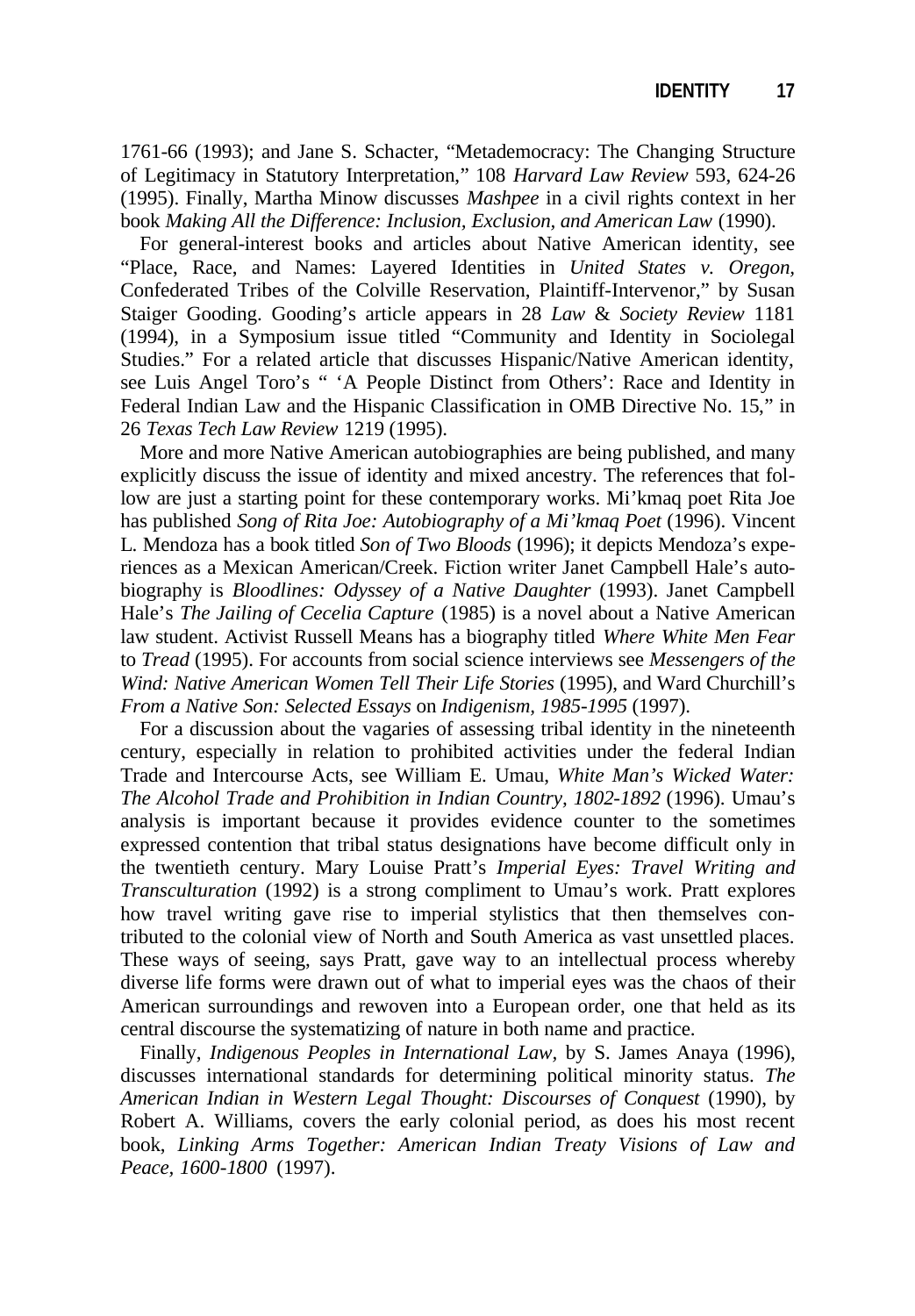1761-66 (1993); and Jane S. Schacter, "Metademocracy: The Changing Structure of Legitimacy in Statutory Interpretation," 108 *Harvard Law Review* 593, 624-26 (1995). Finally, Martha Minow discusses *Mashpee* in a civil rights context in her book *Making All the Difference: Inclusion, Exclusion, and American Law* (1990).

For general-interest books and articles about Native American identity, see "Place, Race, and Names: Layered Identities in *United States v. Oregon,* Confederated Tribes of the Colville Reservation, Plaintiff-Intervenor," by Susan Staiger Gooding. Gooding's article appears in 28 *Law* & *Society Review* 1181 (1994), in a Symposium issue titled "Community and Identity in Sociolegal Studies." For a related article that discusses Hispanic/Native American identity, see Luis Angel Toro's " 'A People Distinct from Others': Race and Identity in Federal Indian Law and the Hispanic Classification in OMB Directive No. 15," in 26 *Texas Tech Law Review* 1219 (1995).

More and more Native American autobiographies are being published, and many explicitly discuss the issue of identity and mixed ancestry. The references that follow are just a starting point for these contemporary works. Mi'kmaq poet Rita Joe has published *Song of Rita Joe: Autobiography of a Mi'kmaq Poet* (1996). Vincent L. Mendoza has a book titled *Son of Two Bloods* (1996); it depicts Mendoza's experiences as a Mexican American/Creek. Fiction writer Janet Campbell Hale's autobiography is *Bloodlines: Odyssey of a Native Daughter* (1993). Janet Campbell Hale's *The Jailing of Cecelia Capture* (1985) is a novel about a Native American law student. Activist Russell Means has a biography titled *Where White Men Fear* to *Tread* (1995). For accounts from social science interviews see *Messengers of the Wind: Native American Women Tell Their Life Stories* (1995), and Ward Churchill's *From a Native Son: Selected Essays* on *Indigenism, 1985-1995* (1997).

For a discussion about the vagaries of assessing tribal identity in the nineteenth century, especially in relation to prohibited activities under the federal Indian Trade and Intercourse Acts, see William E. Umau, *White Man's Wicked Water: The Alcohol Trade and Prohibition in Indian Country, 1802-1892* (1996). Umau's analysis is important because it provides evidence counter to the sometimes expressed contention that tribal status designations have become difficult only in the twentieth century. Mary Louise Pratt's *Imperial Eyes: Travel Writing and Transculturation* (1992) is a strong compliment to Umau's work. Pratt explores how travel writing gave rise to imperial stylistics that then themselves contributed to the colonial view of North and South America as vast unsettled places. These ways of seeing, says Pratt, gave way to an intellectual process whereby diverse life forms were drawn out of what to imperial eyes was the chaos of their American surroundings and rewoven into a European order, one that held as its central discourse the systematizing of nature in both name and practice.

Finally, *Indigenous Peoples in International Law,* by S. James Anaya (1996), discusses international standards for determining political minority status. *The American Indian in Western Legal Thought: Discourses of Conquest* (1990), by Robert A. Williams, covers the early colonial period, as does his most recent book, *Linking Arms Together: American Indian Treaty Visions of Law and Peace, 1600-1800* (1997).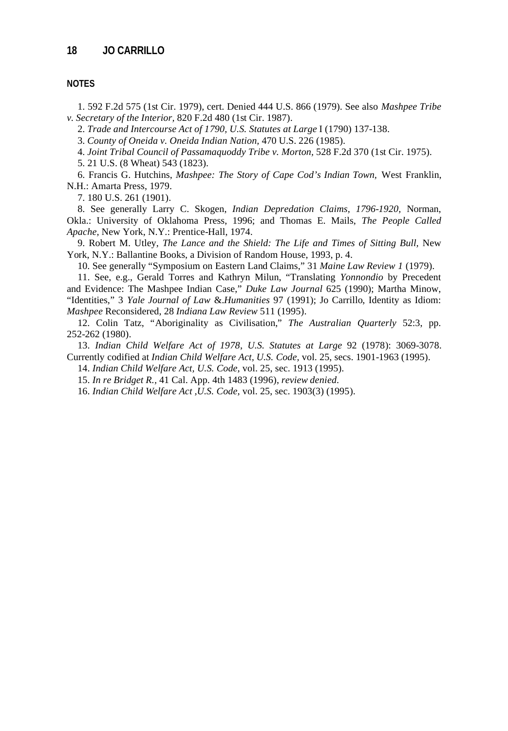## NOTES

1. 592 F.2d 575 (1st Cir. 1979), cert. Denied 444 U.S. 866 (1979). See also *Mashpee Tribe v. Secretary of the Interior*, 820 F.2d 480 (1st Cir. 1987).

2. *Trade and Intercourse Act of 1790, U.S. Statutes at Large* I (1790) 137-138.

3. *County of Oneida v. Oneida Indian Nation*, 470 U.S. 226 (1985).

4. *Joint Tribal Council of Passamaquoddy Tribe v. Morton*, 528 F.2d 370 (1st Cir. 1975).

5. 21 U.S. (8 Wheat) 543 (1823).

6. Francis G. Hutchins, *Mashpee: The Story of Cape Cod's Indian Town*, West Franklin, N.H.: Amarta Press, 1979.

7. 180 U.S. 261 (1901).

8. See generally Larry C. Skogen, *Indian Depredation Claims, 1796-1920,* Norman, Okla.: University of Oklahoma Press, 1996; and Thomas E. Mails, *The People Called Apache,* New York, N.Y.: Prentice-Hall, 1974.

9. Robert M. Utley, *The Lance and the Shield: The Life and Times of Sitting Bull,* New York, N.Y.: Ballantine Books, a Division of Random House, 1993, p. 4.

10. See generally "Symposium on Eastern Land Claims," 31 *Maine Law Review 1* (1979).

11. See, e.g., Gerald Torres and Kathryn Milun, "Translating *Yonnondio* by Precedent and Evidence: The Mashpee Indian Case," *Duke Law Journal* 625 (1990); Martha Minow, "Identities," 3 *Yale Journal of Law* &.*Humanities* 97 (1991); Jo Carrillo, Identity as Idiom: *Mashpee* Reconsidered, 28 *Indiana Law Review* 511 (1995).

12. Colin Tatz, "Aboriginality as Civilisation," *The Australian Quarterly* 52:3, pp. 252-262 (1980).

13. *Indian Child Welfare Act of 1978*, *U.S. Statutes at Large* 92 (1978): 3069-3078. Currently codified at *Indian Child Welfare Act*, *U.S. Code,* vol. 25, secs. 1901-1963 (1995).

14. *Indian Child Welfare Act, U.S. Code,* vol. 25, sec. 1913 (1995).

15. *In re Bridget R.*, 41 Cal. App. 4th 1483 (1996), *review denied*.

16. *Indian Child Welfare Act ,U.S. Code,* vol. 25, sec. 1903(3) (1995).